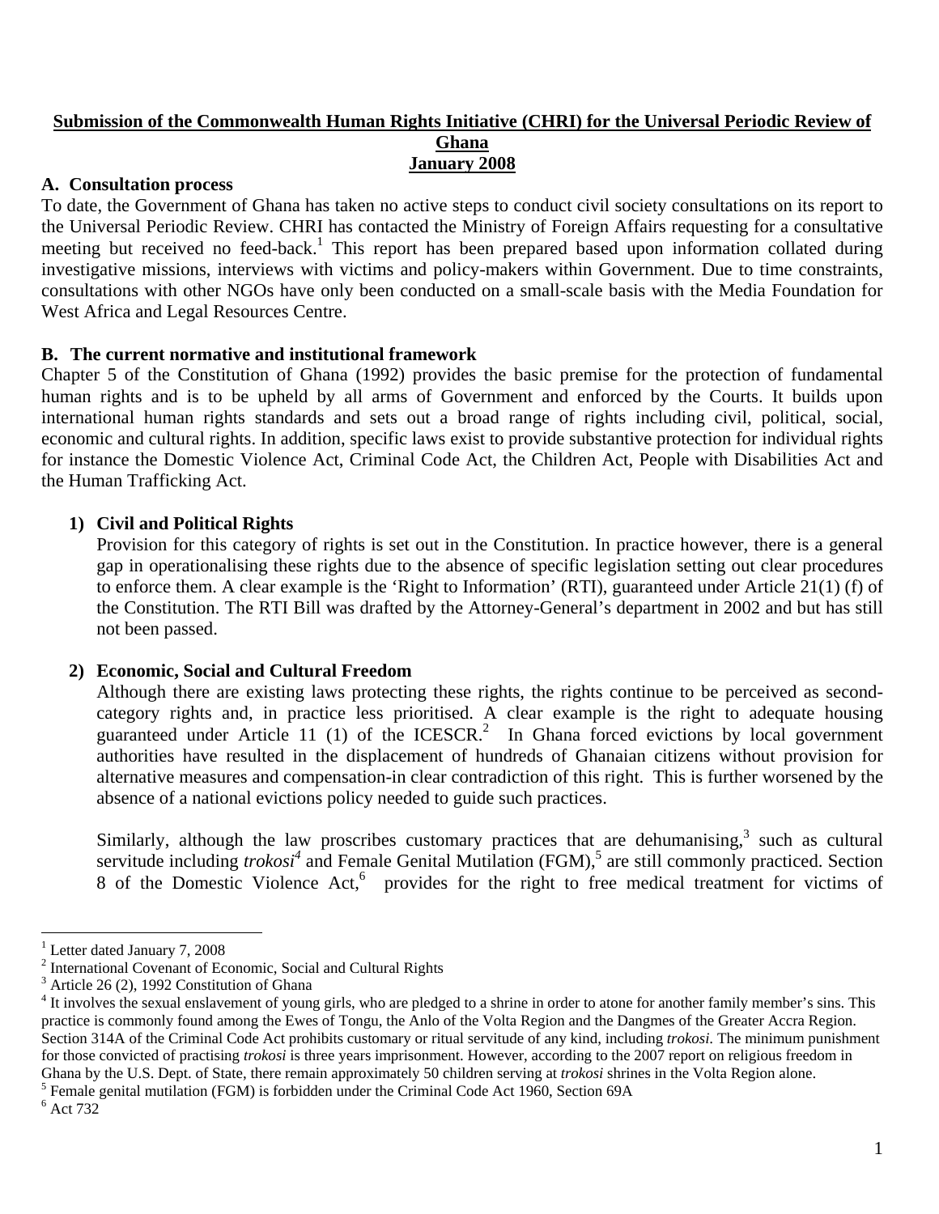**Submission of the Commonwealth Human Rights Initiative (CHRI) for the Universal Periodic Review of Ghana**
**January 2008**

## A. Consultation process

To date, the Government of Ghana has taken no active steps to conduct civil society consultations on its report to the Universal Periodic Review. CHRI has contacted the Ministry of Foreign Affairs requesting for a consultative meeting but received no feed-back.[1] This report has been prepared based upon information collated during investigative missions, interviews with victims and policy-makers within Government. Due to time constraints, consultations with other NGOs have only been conducted on a small-scale basis with the Media Foundation for West Africa and Legal Resources Centre.

## B. The current normative and institutional framework

Chapter 5 of the Constitution of Ghana (1992) provides the basic premise for the protection of fundamental human rights and is to be upheld by all arms of Government and enforced by the Courts. It builds upon international human rights standards and sets out a broad range of rights including civil, political, social, economic and cultural rights. In addition, specific laws exist to provide substantive protection for individual rights for instance the Domestic Violence Act, Criminal Code Act, the Children Act, People with Disabilities Act and the Human Trafficking Act.

### 1) Civil and Political Rights

Provision for this category of rights is set out in the Constitution. In practice however, there is a general gap in operationalising these rights due to the absence of specific legislation setting out clear procedures to enforce them. A clear example is the 'Right to Information' (RTI), guaranteed under Article 21(1) (f) of the Constitution. The RTI Bill was drafted by the Attorney-General's department in 2002 and but has still not been passed.

### 2) Economic, Social and Cultural Freedom

Although there are existing laws protecting these rights, the rights continue to be perceived as second-category rights and, in practice less prioritised. A clear example is the right to adequate housing guaranteed under Article 11 (1) of the ICESCR.[2] In Ghana forced evictions by local government authorities have resulted in the displacement of hundreds of Ghanaian citizens without provision for alternative measures and compensation-in clear contradiction of this right. This is further worsened by the absence of a national evictions policy needed to guide such practices.

Similarly, although the law proscribes customary practices that are dehumanising,[3] such as cultural servitude including *trokosi*[4] and Female Genital Mutilation (FGM),[5] are still commonly practiced. Section 8 of the Domestic Violence Act,[6] provides for the right to free medical treatment for victims of

---

[1] Letter dated January 7, 2008

[2] International Covenant of Economic, Social and Cultural Rights

[3] Article 26 (2), 1992 Constitution of Ghana

[4] It involves the sexual enslavement of young girls, who are pledged to a shrine in order to atone for another family member's sins. This practice is commonly found among the Ewes of Tongu, the Anlo of the Volta Region and the Dangmes of the Greater Accra Region. Section 314A of the Criminal Code Act prohibits customary or ritual servitude of any kind, including *trokosi*. The minimum punishment for those convicted of practising *trokosi* is three years imprisonment. However, according to the 2007 report on religious freedom in Ghana by the U.S. Dept. of State, there remain approximately 50 children serving at *trokosi* shrines in the Volta Region alone.

[5] Female genital mutilation (FGM) is forbidden under the Criminal Code Act 1960, Section 69A

[6] Act 732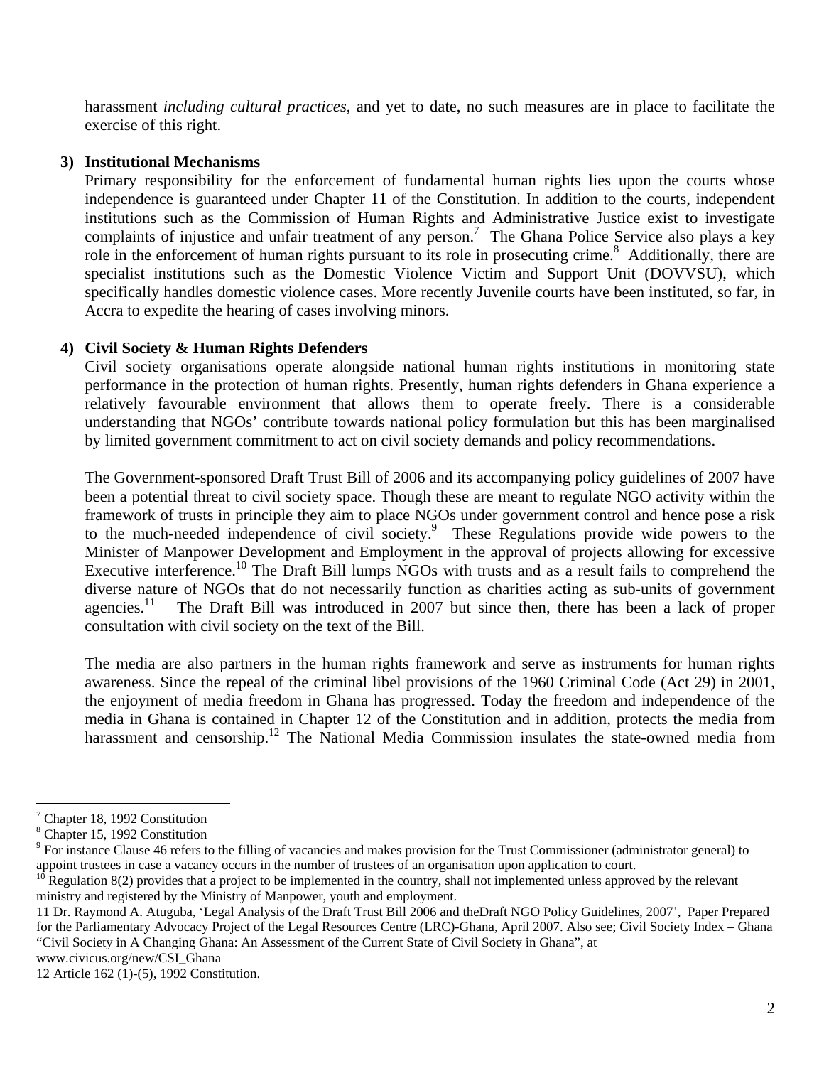harassment *including cultural practices*, and yet to date, no such measures are in place to facilitate the exercise of this right.

**3) Institutional Mechanisms**

Primary responsibility for the enforcement of fundamental human rights lies upon the courts whose independence is guaranteed under Chapter 11 of the Constitution. In addition to the courts, independent institutions such as the Commission of Human Rights and Administrative Justice exist to investigate complaints of injustice and unfair treatment of any person.[7] The Ghana Police Service also plays a key role in the enforcement of human rights pursuant to its role in prosecuting crime.[8] Additionally, there are specialist institutions such as the Domestic Violence Victim and Support Unit (DOVVSU), which specifically handles domestic violence cases. More recently Juvenile courts have been instituted, so far, in Accra to expedite the hearing of cases involving minors.

**4) Civil Society & Human Rights Defenders**

Civil society organisations operate alongside national human rights institutions in monitoring state performance in the protection of human rights. Presently, human rights defenders in Ghana experience a relatively favourable environment that allows them to operate freely. There is a considerable understanding that NGOs' contribute towards national policy formulation but this has been marginalised by limited government commitment to act on civil society demands and policy recommendations.

The Government-sponsored Draft Trust Bill of 2006 and its accompanying policy guidelines of 2007 have been a potential threat to civil society space. Though these are meant to regulate NGO activity within the framework of trusts in principle they aim to place NGOs under government control and hence pose a risk to the much-needed independence of civil society.[9] These Regulations provide wide powers to the Minister of Manpower Development and Employment in the approval of projects allowing for excessive Executive interference.[10] The Draft Bill lumps NGOs with trusts and as a result fails to comprehend the diverse nature of NGOs that do not necessarily function as charities acting as sub-units of government agencies.[11] The Draft Bill was introduced in 2007 but since then, there has been a lack of proper consultation with civil society on the text of the Bill.

The media are also partners in the human rights framework and serve as instruments for human rights awareness. Since the repeal of the criminal libel provisions of the 1960 Criminal Code (Act 29) in 2001, the enjoyment of media freedom in Ghana has progressed. Today the freedom and independence of the media in Ghana is contained in Chapter 12 of the Constitution and in addition, protects the media from harassment and censorship.[12] The National Media Commission insulates the state-owned media from

---

[7] Chapter 18, 1992 Constitution

[8] Chapter 15, 1992 Constitution

[9] For instance Clause 46 refers to the filling of vacancies and makes provision for the Trust Commissioner (administrator general) to appoint trustees in case a vacancy occurs in the number of trustees of an organisation upon application to court.

[10] Regulation 8(2) provides that a project to be implemented in the country, shall not implemented unless approved by the relevant ministry and registered by the Ministry of Manpower, youth and employment.

11 Dr. Raymond A. Atuguba, 'Legal Analysis of the Draft Trust Bill 2006 and theDraft NGO Policy Guidelines, 2007', Paper Prepared for the Parliamentary Advocacy Project of the Legal Resources Centre (LRC)-Ghana, April 2007. Also see; Civil Society Index – Ghana "Civil Society in A Changing Ghana: An Assessment of the Current State of Civil Society in Ghana", at www.civicus.org/new/CSI_Ghana

12 Article 162 (1)-(5), 1992 Constitution.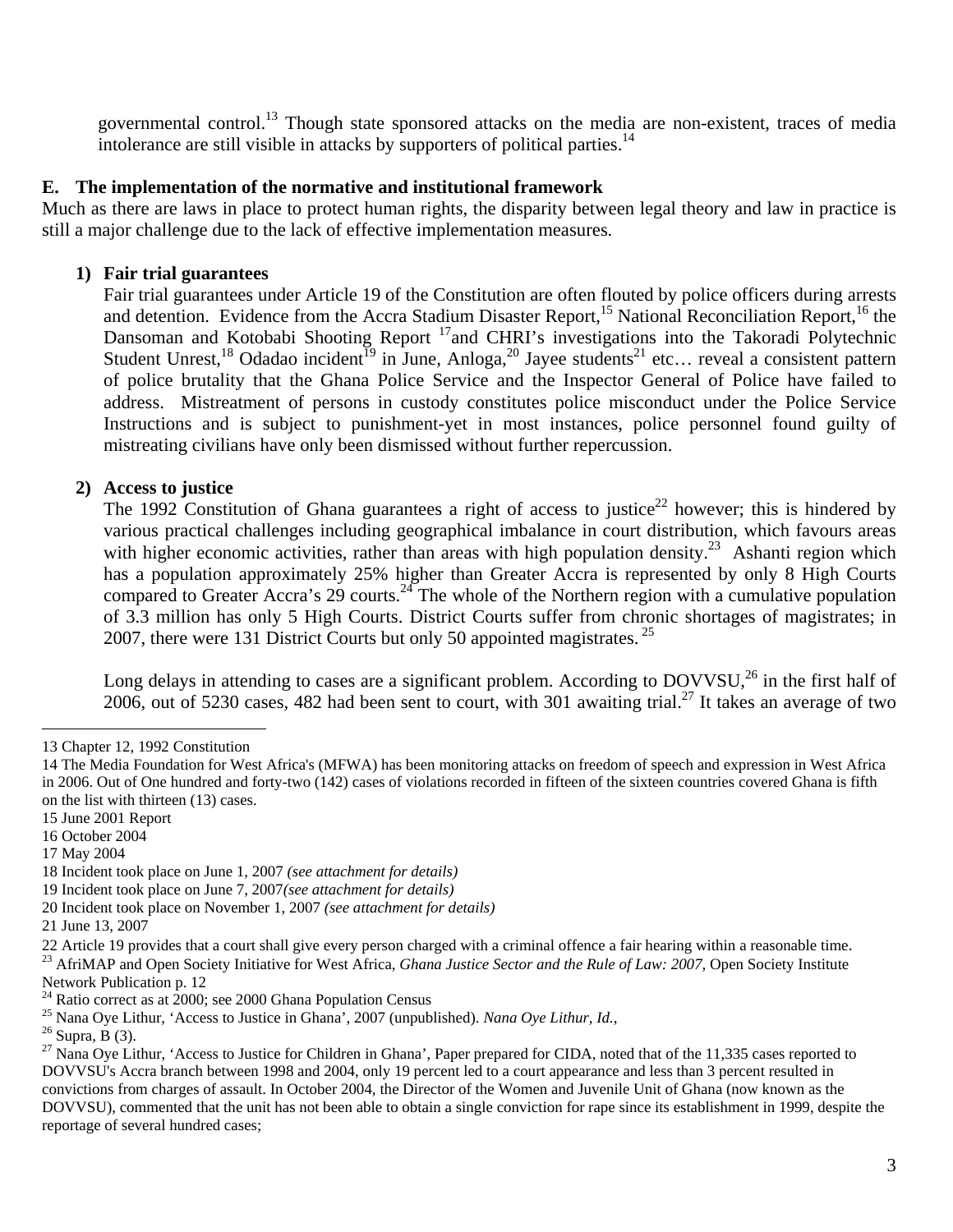governmental control.[13] Though state sponsored attacks on the media are non-existent, traces of media intolerance are still visible in attacks by supporters of political parties.[14]

### E. The implementation of the normative and institutional framework

Much as there are laws in place to protect human rights, the disparity between legal theory and law in practice is still a major challenge due to the lack of effective implementation measures.

#### 1) Fair trial guarantees

Fair trial guarantees under Article 19 of the Constitution are often flouted by police officers during arrests and detention. Evidence from the Accra Stadium Disaster Report,[15] National Reconciliation Report,[16] the Dansoman and Kotobabi Shooting Report [17]and CHRI's investigations into the Takoradi Polytechnic Student Unrest,[18] Odadao incident[19] in June, Anloga,[20] Jayee students[21] etc… reveal a consistent pattern of police brutality that the Ghana Police Service and the Inspector General of Police have failed to address. Mistreatment of persons in custody constitutes police misconduct under the Police Service Instructions and is subject to punishment-yet in most instances, police personnel found guilty of mistreating civilians have only been dismissed without further repercussion.

#### 2) Access to justice

The 1992 Constitution of Ghana guarantees a right of access to justice[22] however; this is hindered by various practical challenges including geographical imbalance in court distribution, which favours areas with higher economic activities, rather than areas with high population density.[23] Ashanti region which has a population approximately 25% higher than Greater Accra is represented by only 8 High Courts compared to Greater Accra's 29 courts.[24] The whole of the Northern region with a cumulative population of 3.3 million has only 5 High Courts. District Courts suffer from chronic shortages of magistrates; in 2007, there were 131 District Courts but only 50 appointed magistrates. [25]

Long delays in attending to cases are a significant problem. According to DOVVSU,[26] in the first half of 2006, out of 5230 cases, 482 had been sent to court, with 301 awaiting trial.[27] It takes an average of two

---

13 Chapter 12, 1992 Constitution

14 The Media Foundation for West Africa's (MFWA) has been monitoring attacks on freedom of speech and expression in West Africa in 2006. Out of One hundred and forty-two (142) cases of violations recorded in fifteen of the sixteen countries covered Ghana is fifth on the list with thirteen (13) cases.

15 June 2001 Report

16 October 2004

17 May 2004

18 Incident took place on June 1, 2007 *(see attachment for details)*

19 Incident took place on June 7, 2007*(see attachment for details)*

20 Incident took place on November 1, 2007 *(see attachment for details)*

21 June 13, 2007

22 Article 19 provides that a court shall give every person charged with a criminal offence a fair hearing within a reasonable time.

23 AfriMAP and Open Society Initiative for West Africa, *Ghana Justice Sector and the Rule of Law: 2007,* Open Society Institute Network Publication p. 12

24 Ratio correct as at 2000; see 2000 Ghana Population Census

25 Nana Oye Lithur, 'Access to Justice in Ghana', 2007 (unpublished). *Nana Oye Lithur, Id.,*

26 Supra, B (3).

27 Nana Oye Lithur, 'Access to Justice for Children in Ghana', Paper prepared for CIDA, noted that of the 11,335 cases reported to DOVVSU's Accra branch between 1998 and 2004, only 19 percent led to a court appearance and less than 3 percent resulted in convictions from charges of assault. In October 2004, the Director of the Women and Juvenile Unit of Ghana (now known as the DOVVSU), commented that the unit has not been able to obtain a single conviction for rape since its establishment in 1999, despite the reportage of several hundred cases;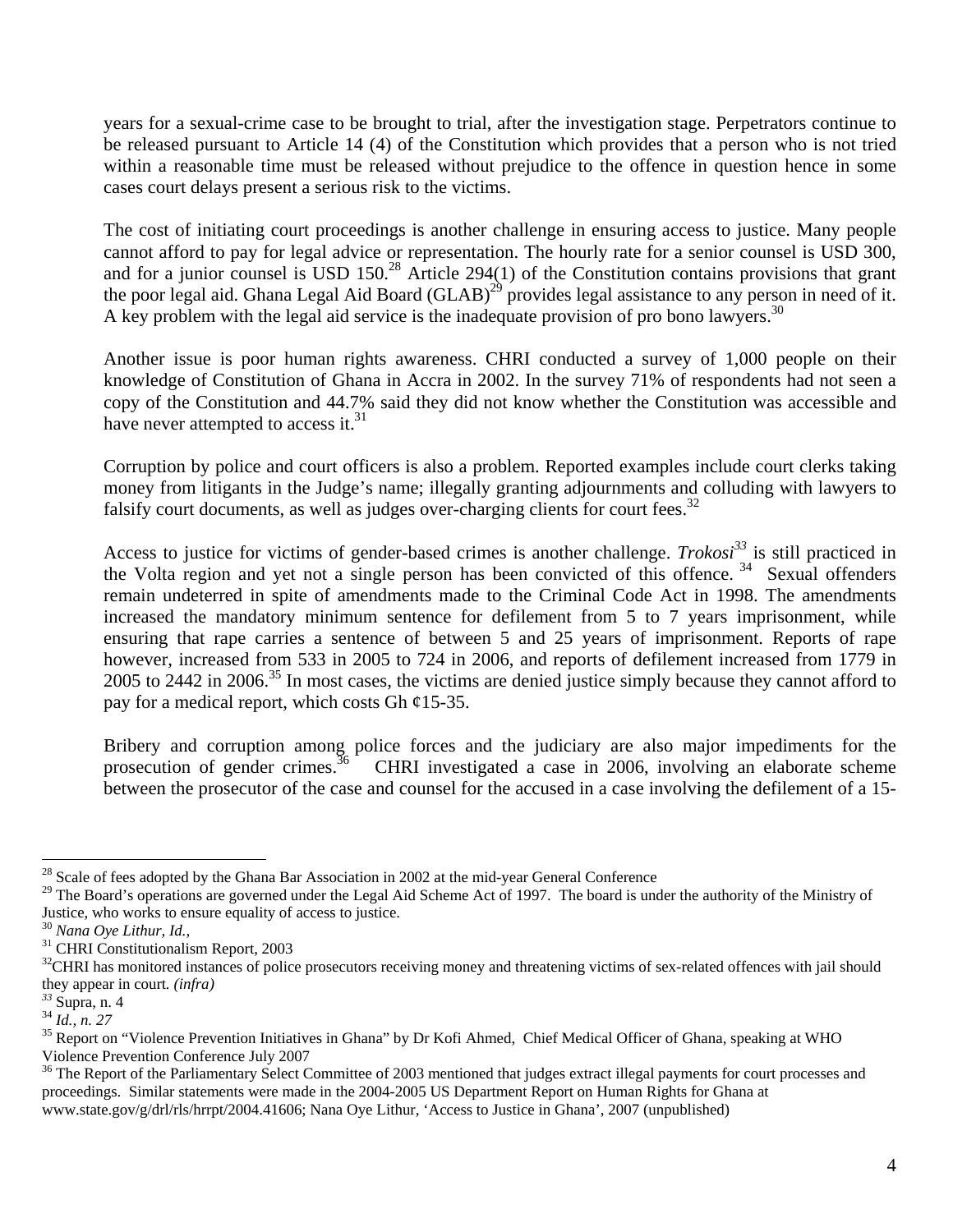years for a sexual-crime case to be brought to trial, after the investigation stage. Perpetrators continue to be released pursuant to Article 14 (4) of the Constitution which provides that a person who is not tried within a reasonable time must be released without prejudice to the offence in question hence in some cases court delays present a serious risk to the victims.

The cost of initiating court proceedings is another challenge in ensuring access to justice. Many people cannot afford to pay for legal advice or representation. The hourly rate for a senior counsel is USD 300, and for a junior counsel is USD 150.[28] Article 294(1) of the Constitution contains provisions that grant the poor legal aid. Ghana Legal Aid Board (GLAB)[29] provides legal assistance to any person in need of it. A key problem with the legal aid service is the inadequate provision of pro bono lawyers.[30]

Another issue is poor human rights awareness. CHRI conducted a survey of 1,000 people on their knowledge of Constitution of Ghana in Accra in 2002. In the survey 71% of respondents had not seen a copy of the Constitution and 44.7% said they did not know whether the Constitution was accessible and have never attempted to access it.[31]

Corruption by police and court officers is also a problem. Reported examples include court clerks taking money from litigants in the Judge's name; illegally granting adjournments and colluding with lawyers to falsify court documents, as well as judges over-charging clients for court fees.[32]

Access to justice for victims of gender-based crimes is another challenge. *Trokosi*[33] is still practiced in the Volta region and yet not a single person has been convicted of this offence.[34] Sexual offenders remain undeterred in spite of amendments made to the Criminal Code Act in 1998. The amendments increased the mandatory minimum sentence for defilement from 5 to 7 years imprisonment, while ensuring that rape carries a sentence of between 5 and 25 years of imprisonment. Reports of rape however, increased from 533 in 2005 to 724 in 2006, and reports of defilement increased from 1779 in 2005 to 2442 in 2006.[35] In most cases, the victims are denied justice simply because they cannot afford to pay for a medical report, which costs Gh ¢15-35.

Bribery and corruption among police forces and the judiciary are also major impediments for the prosecution of gender crimes.[36] CHRI investigated a case in 2006, involving an elaborate scheme between the prosecutor of the case and counsel for the accused in a case involving the defilement of a 15-

---

[28] Scale of fees adopted by the Ghana Bar Association in 2002 at the mid-year General Conference

[29] The Board's operations are governed under the Legal Aid Scheme Act of 1997. The board is under the authority of the Ministry of Justice, who works to ensure equality of access to justice.

[30] *Nana Oye Lithur, Id.,*

[31] CHRI Constitutionalism Report, 2003

[32] CHRI has monitored instances of police prosecutors receiving money and threatening victims of sex-related offences with jail should they appear in court. *(infra)*

[33] Supra, n. 4

[34] *Id., n. 27*

[35] Report on "Violence Prevention Initiatives in Ghana" by Dr Kofi Ahmed, Chief Medical Officer of Ghana, speaking at WHO Violence Prevention Conference July 2007

[36] The Report of the Parliamentary Select Committee of 2003 mentioned that judges extract illegal payments for court processes and proceedings. Similar statements were made in the 2004-2005 US Department Report on Human Rights for Ghana at www.state.gov/g/drl/rls/hrrpt/2004.41606; Nana Oye Lithur, 'Access to Justice in Ghana', 2007 (unpublished)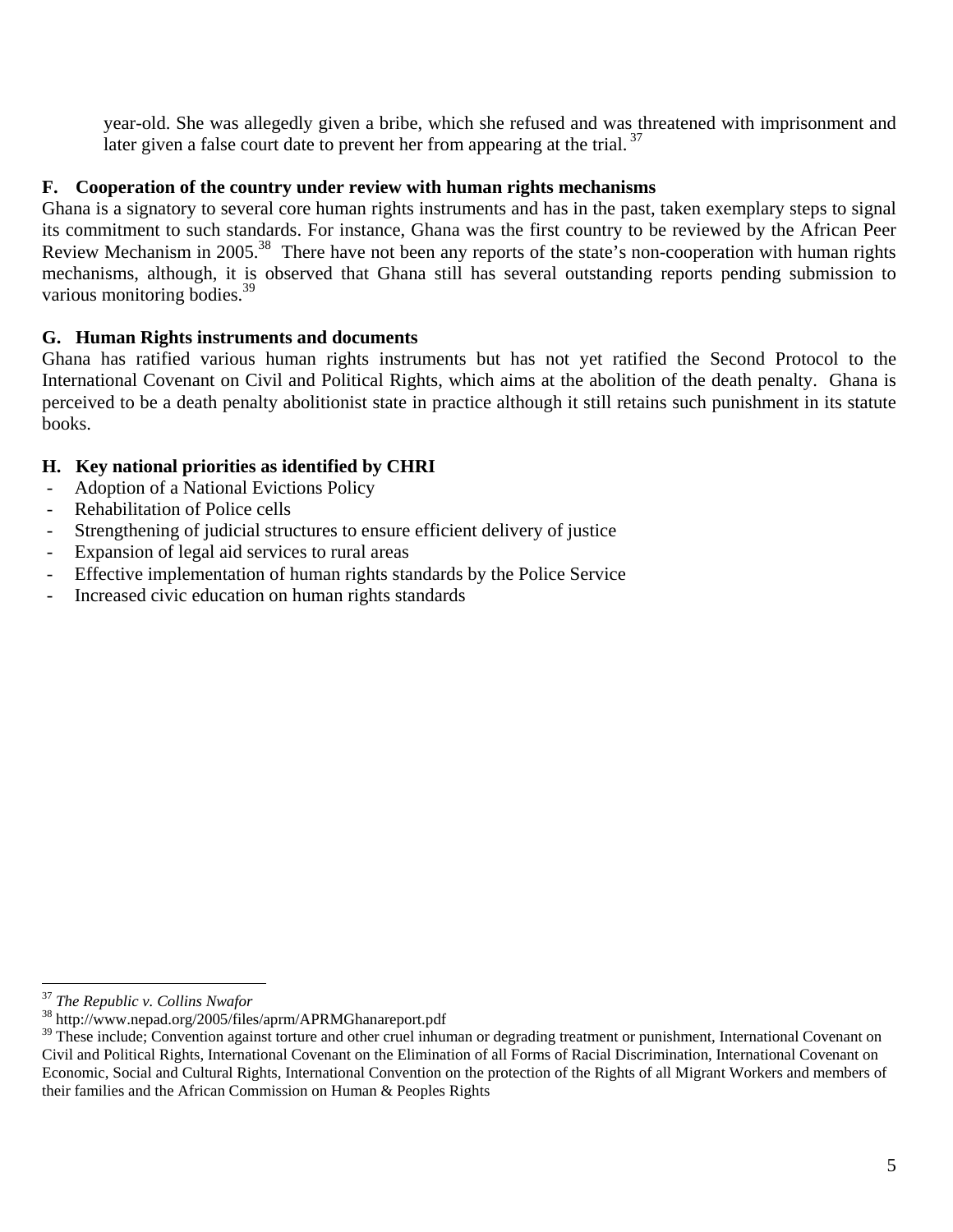year-old. She was allegedly given a bribe, which she refused and was threatened with imprisonment and later given a false court date to prevent her from appearing at the trial.[37]

## F. Cooperation of the country under review with human rights mechanisms

Ghana is a signatory to several core human rights instruments and has in the past, taken exemplary steps to signal its commitment to such standards. For instance, Ghana was the first country to be reviewed by the African Peer Review Mechanism in 2005.[38] There have not been any reports of the state's non-cooperation with human rights mechanisms, although, it is observed that Ghana still has several outstanding reports pending submission to various monitoring bodies.[39]

## G. Human Rights instruments and documents

Ghana has ratified various human rights instruments but has not yet ratified the Second Protocol to the International Covenant on Civil and Political Rights, which aims at the abolition of the death penalty. Ghana is perceived to be a death penalty abolitionist state in practice although it still retains such punishment in its statute books.

## H. Key national priorities as identified by CHRI

- Adoption of a National Evictions Policy
- Rehabilitation of Police cells
- Strengthening of judicial structures to ensure efficient delivery of justice
- Expansion of legal aid services to rural areas
- Effective implementation of human rights standards by the Police Service
- Increased civic education on human rights standards

---

[37] *The Republic v. Collins Nwafor*

[38] http://www.nepad.org/2005/files/aprm/APRMGhanareport.pdf

[39] These include; Convention against torture and other cruel inhuman or degrading treatment or punishment, International Covenant on Civil and Political Rights, International Covenant on the Elimination of all Forms of Racial Discrimination, International Covenant on Economic, Social and Cultural Rights, International Convention on the protection of the Rights of all Migrant Workers and members of their families and the African Commission on Human & Peoples Rights